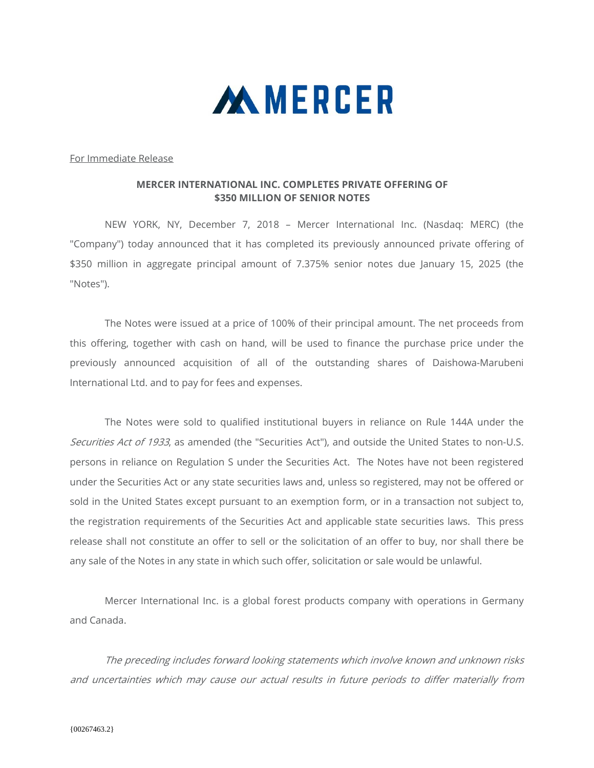MERCER

For Immediate Release

**MERCER INTERNATIONAL INC. COMPLETES PRIVATE OFFERING OF $350 MILLION OF SENIOR NOTES**

NEW YORK, NY, December 7, 2018 – Mercer International Inc. (Nasdaq: MERC) (the "Company") today announced that it has completed its previously announced private offering of $350 million in aggregate principal amount of 7.375% senior notes due January 15, 2025 (the "Notes").

The Notes were issued at a price of 100% of their principal amount. The net proceeds from this offering, together with cash on hand, will be used to finance the purchase price under the previously announced acquisition of all of the outstanding shares of Daishowa-Marubeni International Ltd. and to pay for fees and expenses.

The Notes were sold to qualified institutional buyers in reliance on Rule 144A under the *Securities Act of 1933*, as amended (the "Securities Act"), and outside the United States to non-U.S. persons in reliance on Regulation S under the Securities Act. The Notes have not been registered under the Securities Act or any state securities laws and, unless so registered, may not be offered or sold in the United States except pursuant to an exemption form, or in a transaction not subject to, the registration requirements of the Securities Act and applicable state securities laws. This press release shall not constitute an offer to sell or the solicitation of an offer to buy, nor shall there be any sale of the Notes in any state in which such offer, solicitation or sale would be unlawful.

Mercer International Inc. is a global forest products company with operations in Germany and Canada.

*The preceding includes forward looking statements which involve known and unknown risks and uncertainties which may cause our actual results in future periods to differ materially from*

{00267463.2}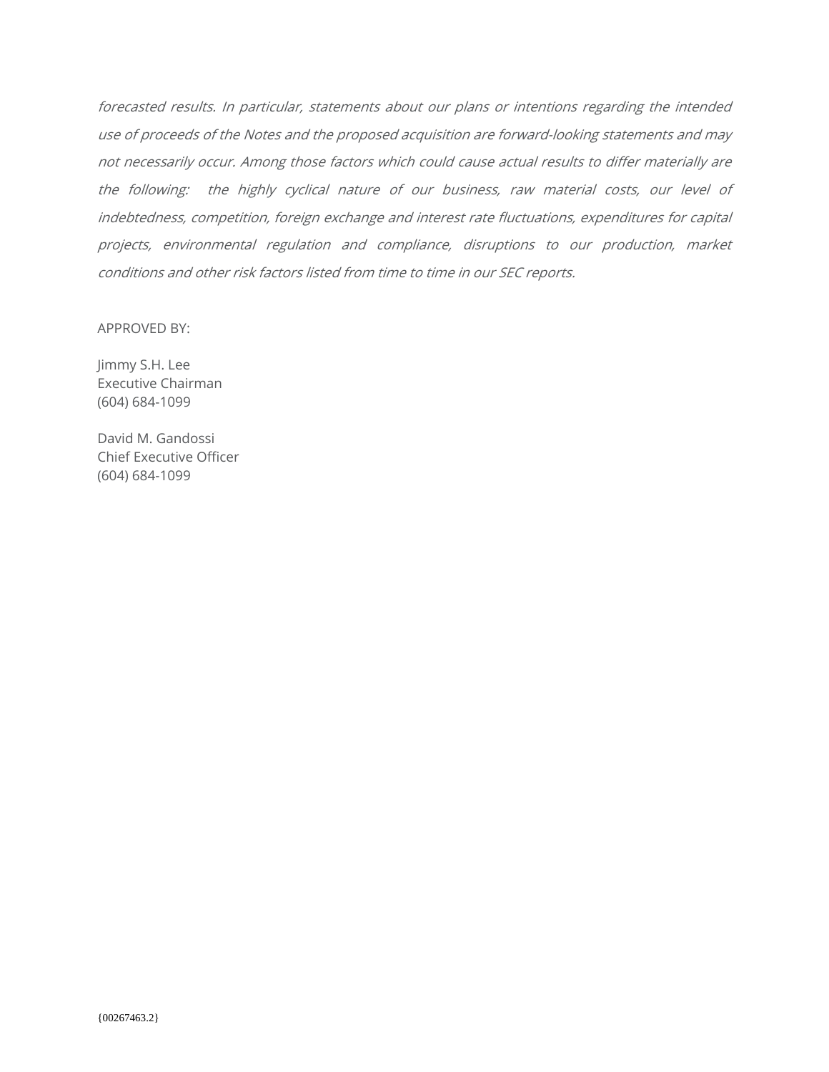*forecasted results. In particular, statements about our plans or intentions regarding the intended use of proceeds of the Notes and the proposed acquisition are forward-looking statements and may not necessarily occur. Among those factors which could cause actual results to differ materially are the following: the highly cyclical nature of our business, raw material costs, our level of indebtedness, competition, foreign exchange and interest rate fluctuations, expenditures for capital projects, environmental regulation and compliance, disruptions to our production, market conditions and other risk factors listed from time to time in our SEC reports.*

APPROVED BY:

Jimmy S.H. Lee
Executive Chairman
(604) 684-1099

David M. Gandossi
Chief Executive Officer
(604) 684-1099

{00267463.2}